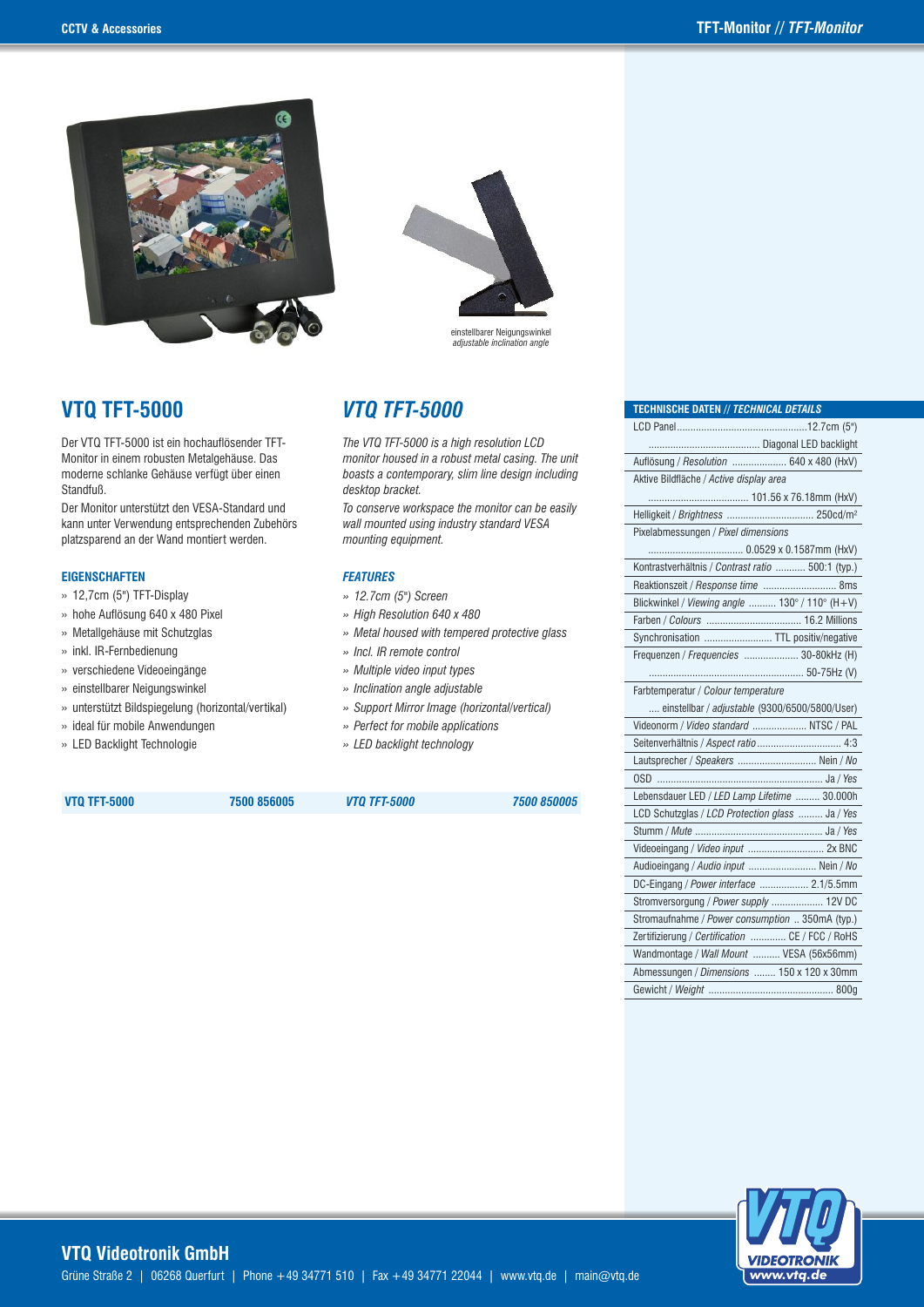einstellbarer Neigungswinkel
*adjustable inclination angle*

## VTQ TFT-5000

Der VTQ TFT-5000 ist ein hochauflösender TFT-Monitor in einem robusten Metalgehäuse. Das moderne schlanke Gehäuse verfügt über einen Standfuß.

Der Monitor unterstützt den VESA-Standard und kann unter Verwendung entsprechenden Zubehörs platzsparend an der Wand montiert werden.

### EIGENSCHAFTEN

- 12,7cm (5") TFT-Display
- hohe Auflösung 640 x 480 Pixel
- Metallgehäuse mit Schutzglas
- inkl. IR-Fernbedienung
- verschiedene Videoeingänge
- einstellbarer Neigungswinkel
- unterstützt Bildspiegelung (horizontal/vertikal)
- ideal für mobile Anwendungen
- LED Backlight Technologie

**VTQ TFT-5000** **7500 856005**

## *VTQ TFT-5000*

*The VTQ TFT-5000 is a high resolution LCD monitor housed in a robust metal casing. The unit boasts a contemporary, slim line design including desktop bracket.*

*To conserve workspace the monitor can be easily wall mounted using industry standard VESA mounting equipment.*

### *FEATURES*

- *12.7cm (5") Screen*
- *High Resolution 640 x 480*
- *Metal housed with tempered protective glass*
- *Incl. IR remote control*
- *Multiple video input types*
- *Inclination angle adjustable*
- *Support Mirror Image (horizontal/vertical)*
- *Perfect for mobile applications*
- *LED backlight technology*

***VTQ TFT-5000*** ***7500 850005***

| TECHNISCHE DATEN // *TECHNICAL DETAILS* | |
|---|---|
| LCD Panel | 12.7cm (5") Diagonal LED backlight |
| Auflösung / *Resolution* | 640 x 480 (HxV) |
| Aktive Bildfläche / *Active display area* | 101.56 x 76.18mm (HxV) |
| Helligkeit / *Brightness* | 250cd/m² |
| Pixelabmessungen / *Pixel dimensions* | 0.0529 x 0.1587mm (HxV) |
| Kontrastverhältnis / *Contrast ratio* | 500:1 (typ.) |
| Reaktionszeit / *Response time* | 8ms |
| Blickwinkel / *Viewing angle* | 130° / 110° (H+V) |
| Farben / *Colours* | 16.2 Millions |
| Synchronisation | TTL positiv/negative |
| Frequenzen / *Frequencies* | 30-80kHz (H) 50-75Hz (V) |
| Farbtemperatur / *Colour temperature* | einstellbar / *adjustable* (9300/6500/5800/User) |
| Videonorm / *Video standard* | NTSC / PAL |
| Seitenverhältnis / *Aspect ratio* | 4:3 |
| Lautsprecher / *Speakers* | Nein / *No* |
| OSD | Ja / *Yes* |
| Lebensdauer LED / *LED Lamp Lifetime* | 30.000h |
| LCD Schutzglas / *LCD Protection glass* | Ja / *Yes* |
| Stumm / *Mute* | Ja / *Yes* |
| Videoeingang / *Video input* | 2x BNC |
| Audioeingang / *Audio input* | Nein / *No* |
| DC-Eingang / *Power interface* | 2.1/5.5mm |
| Stromversorgung / *Power supply* | 12V DC |
| Stromaufnahme / *Power consumption* | 350mA (typ.) |
| Zertifizierung / *Certification* | CE / FCC / RoHS |
| Wandmontage / *Wall Mount* | VESA (56x56mm) |
| Abmessungen / *Dimensions* | 150 x 120 x 30mm |
| Gewicht / *Weight* | 800g |

**VTQ Videotronik GmbH**

Grüne Straße 2 | 06268 Querfurt | Phone +49 34771 510 | Fax +49 34771 22044 | www.vtq.de | main@vtq.de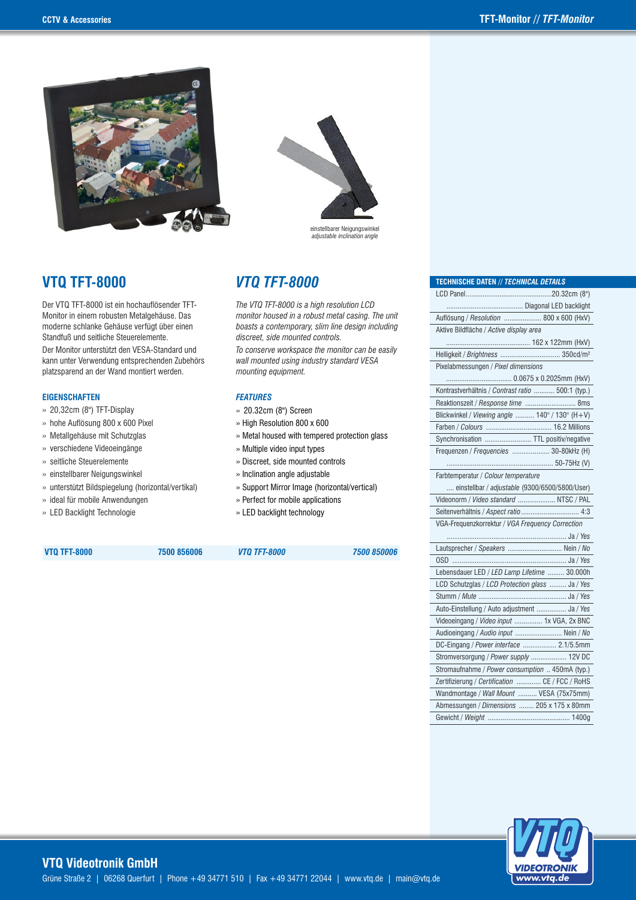einstellbarer Neigungswinkel
*adjustable inclination angle*

## VTQ TFT-8000

Der VTQ TFT-8000 ist ein hochauflösender TFT-Monitor in einem robusten Metalgehäuse. Das moderne schlanke Gehäuse verfügt über einen Standfuß und seitliche Steuerelemente.
Der Monitor unterstützt den VESA-Standard und kann unter Verwendung entsprechenden Zubehörs platzsparend an der Wand montiert werden.

### EIGENSCHAFTEN

» 20,32cm (8") TFT-Display
» hohe Auflösung 800 x 600 Pixel
» Metallgehäuse mit Schutzglas
» verschiedene Videoeingänge
» seitliche Steuerelemente
» einstellbarer Neigungswinkel
» unterstützt Bildspiegelung (horizontal/vertikal)
» ideal für mobile Anwendungen
» LED Backlight Technologie

**VTQ TFT-8000** **7500 856006**

## *VTQ TFT-8000*

*The VTQ TFT-8000 is a high resolution LCD monitor housed in a robust metal casing. The unit boasts a contemporary, slim line design including discreet, side mounted controls.*
*To conserve workspace the monitor can be easily wall mounted using industry standard VESA mounting equipment.*

### *FEATURES*

» 20.32cm (8") Screen
» High Resolution 800 x 600
» Metal housed with tempered protection glass
» Multiple video input types
» Discreet, side mounted controls
» Inclination angle adjustable
» Support Mirror Image (horizontal/vertical)
» Perfect for mobile applications
» LED backlight technology

***VTQ TFT-8000*** ***7500 850006***

| TECHNISCHE DATEN // *TECHNICAL DETAILS* | |
|---|---|
| LCD Panel | 20.32cm (8") Diagonal LED backlight |
| Auflösung / *Resolution* | 800 x 600 (HxV) |
| Aktive Bildfläche / *Active display area* | 162 x 122mm (HxV) |
| Helligkeit / *Brightness* | 350cd/m² |
| Pixelabmessungen / *Pixel dimensions* | 0.0675 x 0.2025mm (HxV) |
| Kontrastverhältnis / *Contrast ratio* | 500:1 (typ.) |
| Reaktionszeit / *Response time* | 8ms |
| Blickwinkel / *Viewing angle* | 140° / 130° (H+V) |
| Farben / *Colours* | 16.2 Millions |
| Synchronisation | TTL positiv/negative |
| Frequenzen / *Frequencies* | 30-80kHz (H) 50-75Hz (V) |
| Farbtemperatur / *Colour temperature* | einstellbar / *adjustable* (9300/6500/5800/User) |
| Videonorm / *Video standard* | NTSC / PAL |
| Seitenverhältnis / *Aspect ratio* | 4:3 |
| VGA-Frequenzkorrektur / *VGA Frequency Correction* | Ja / *Yes* |
| Lautsprecher / *Speakers* | Nein / *No* |
| OSD | Ja / *Yes* |
| Lebensdauer LED / *LED Lamp Lifetime* | 30.000h |
| LCD Schutzglas / *LCD Protection glass* | Ja / *Yes* |
| Stumm / *Mute* | Ja / *Yes* |
| Auto-Einstellung / Auto adjustment | Ja / *Yes* |
| Videoeingang / *Video input* | 1x VGA, 2x BNC |
| Audioeingang / *Audio input* | Nein / *No* |
| DC-Eingang / *Power interface* | 2.1/5.5mm |
| Stromversorgung / *Power supply* | 12V DC |
| Stromaufnahme / *Power consumption* | 450mA (typ.) |
| Zertifizierung / *Certification* | CE / FCC / RoHS |
| Wandmontage / *Wall Mount* | VESA (75x75mm) |
| Abmessungen / *Dimensions* | 205 x 175 x 80mm |
| Gewicht / *Weight* | 1400g |

**VTQ Videotronik GmbH**
Grüne Straße 2 | 06268 Querfurt | Phone +49 34771 510 | Fax +49 34771 22044 | www.vtq.de | main@vtq.de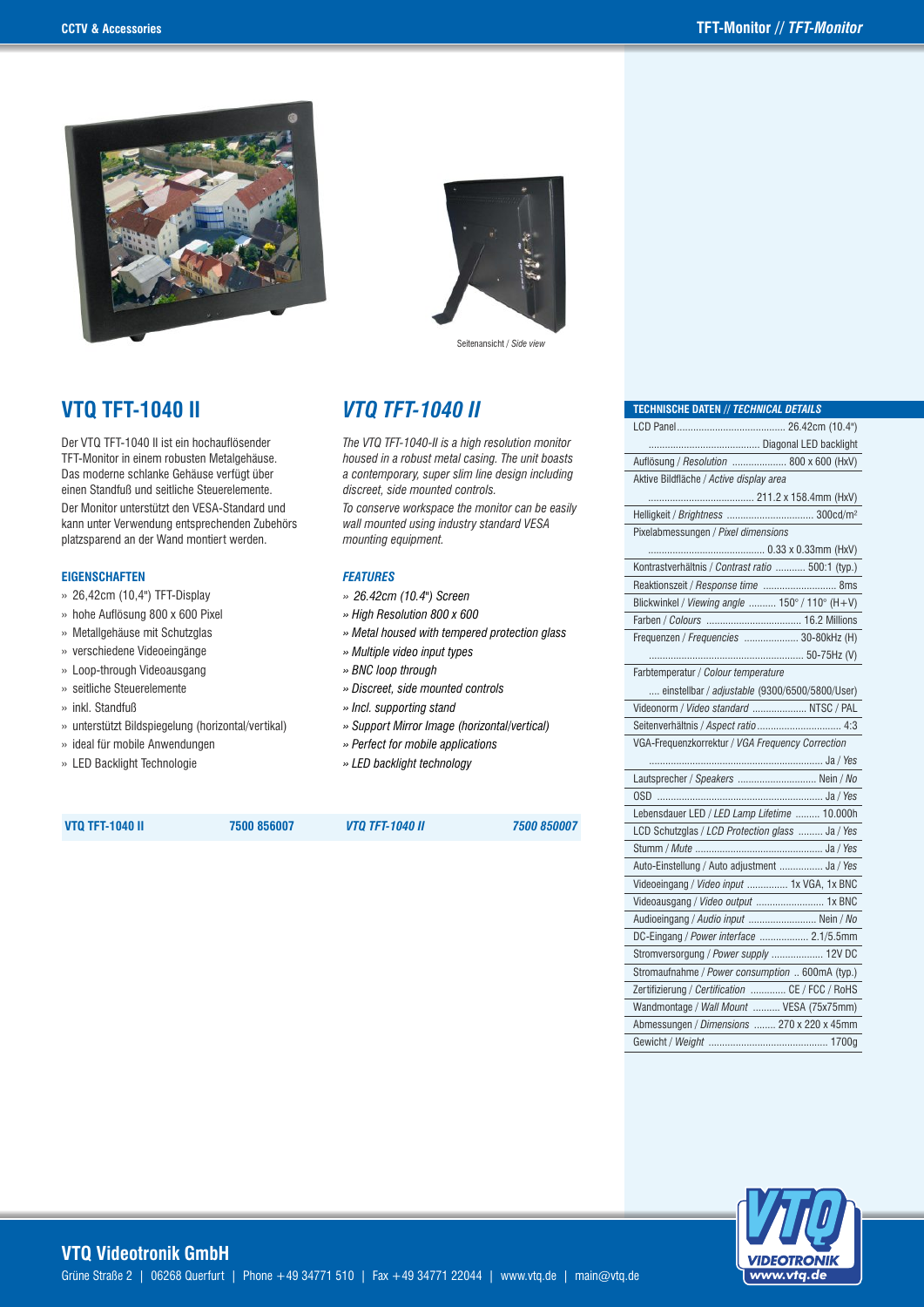Seitenansicht / *Side view*

## VTQ TFT-1040 II

Der VTQ TFT-1040 II ist ein hochauflösender TFT-Monitor in einem robusten Metallgehäuse. Das moderne schlanke Gehäuse verfügt über einen Standfuß und seitliche Steuerelemente.

Der Monitor unterstützt den VESA-Standard und kann unter Verwendung entsprechenden Zubehörs platzsparend an der Wand montiert werden.

### EIGENSCHAFTEN

- » 26,42cm (10,4") TFT-Display
- » hohe Auflösung 800 x 600 Pixel
- » Metallgehäuse mit Schutzglas
- » verschiedene Videoeingänge
- » Loop-through Videoausgang
- » seitliche Steuerelemente
- » inkl. Standfuß
- » unterstützt Bildspiegelung (horizontal/vertikal)
- » ideal für mobile Anwendungen
- » LED Backlight Technologie

**VTQ TFT-1040 II** **7500 856007**

## *VTQ TFT-1040 II*

*The VTQ TFT-1040-II is a high resolution monitor housed in a robust metal casing. The unit boasts a contemporary, super slim line design including discreet, side mounted controls.*

*To conserve workspace the monitor can be easily wall mounted using industry standard VESA mounting equipment.*

### *FEATURES*

- *» 26.42cm (10.4") Screen*
- *» High Resolution 800 x 600*
- *» Metal housed with tempered protection glass*
- *» Multiple video input types*
- *» BNC loop through*
- *» Discreet, side mounted controls*
- *» Incl. supporting stand*
- *» Support Mirror Image (horizontal/vertical)*
- *» Perfect for mobile applications*
- *» LED backlight technology*

***VTQ TFT-1040 II*** ***7500 850007***

### TECHNISCHE DATEN // *TECHNICAL DETAILS*

| | |
|---|---|
| LCD Panel | 26.42cm (10.4") Diagonal LED backlight |
| Auflösung / *Resolution* | 800 x 600 (HxV) |
| Aktive Bildfläche / *Active display area* | 211.2 x 158.4mm (HxV) |
| Helligkeit / *Brightness* | 300cd/m² |
| Pixelabmessungen / *Pixel dimensions* | 0.33 x 0.33mm (HxV) |
| Kontrastverhältnis / *Contrast ratio* | 500:1 (typ.) |
| Reaktionszeit / *Response time* | 8ms |
| Blickwinkel / *Viewing angle* | 150° / 110° (H+V) |
| Farben / *Colours* | 16.2 Millions |
| Frequenzen / *Frequencies* | 30-80kHz (H) 50-75Hz (V) |
| Farbtemperatur / *Colour temperature* | einstellbar / *adjustable* (9300/6500/5800/User) |
| Videonorm / *Video standard* | NTSC / PAL |
| Seitenverhältnis / *Aspect ratio* | 4:3 |
| VGA-Frequenzkorrektur / *VGA Frequency Correction* | Ja / *Yes* |
| Lautsprecher / *Speakers* | Nein / *No* |
| OSD | Ja / *Yes* |
| Lebensdauer LED / *LED Lamp Lifetime* | 10.000h |
| LCD Schutzglas / *LCD Protection glass* | Ja / *Yes* |
| Stumm / *Mute* | Ja / *Yes* |
| Auto-Einstellung / Auto adjustment | Ja / *Yes* |
| Videoeingang / *Video input* | 1x VGA, 1x BNC |
| Videoausgang / *Video output* | 1x BNC |
| Audioeingang / *Audio input* | Nein / *No* |
| DC-Eingang / *Power interface* | 2.1/5.5mm |
| Stromversorgung / *Power supply* | 12V DC |
| Stromaufnahme / *Power consumption* | 600mA (typ.) |
| Zertifizierung / *Certification* | CE / FCC / RoHS |
| Wandmontage / *Wall Mount* | VESA (75x75mm) |
| Abmessungen / *Dimensions* | 270 x 220 x 45mm |
| Gewicht / *Weight* | 1700g |

**VTQ Videotronik GmbH**

Grüne Straße 2 | 06268 Querfurt | Phone +49 34771 510 | Fax +49 34771 22044 | www.vtq.de | main@vtq.de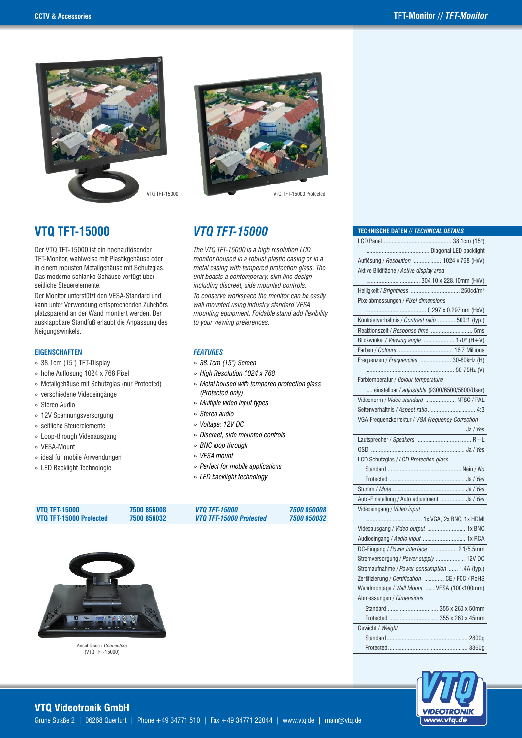VTQ TFT-15000

VTQ TFT-15000 Protected

## VTQ TFT-15000

Der VTQ TFT-15000 ist ein hochauflösender TFT-Monitor, wahlweise mit Plastikgehäuse oder in einem robusten Metallgehäuse mit Schutzglas. Das moderne schlanke Gehäuse verfügt über seitliche Steuerelemente.

Der Monitor unterstützt den VESA-Standard und kann unter Verwendung entsprechenden Zubehörs platzsparend an der Wand montiert werden. Der ausklappbare Standfuß erlaubt die Anpassung des Neigungswinkels.

### EIGENSCHAFTEN

- 38,1cm (15") TFT-Display
- hohe Auflösung 1024 x 768 Pixel
- Metallgehäuse mit Schutzglas (nur Protected)
- verschiedene Videoeingänge
- Stereo Audio
- 12V Spannungsversorgung
- seitliche Steuerelemente
- Loop-through Videoausgang
- VESA-Mount
- ideal für mobile Anwendungen
- LED Backlight Technologie

| | |
|---|---|
| **VTQ TFT-15000** | **7500 856008** |
| **VTQ TFT-15000 Protected** | **7500 856032** |

## *VTQ TFT-15000*

*The VTQ TFT-15000 is a high resolution LCD monitor housed in a robust plastic casing or in a metal casing with tempered protection glass. The unit boasts a contemporary, slim line design including discreet, side mounted controls.*

*To conserve workspace the monitor can be easily wall mounted using industry standard VESA mounting equipment. Foldable stand add flexibility to your viewing preferences.*

### *FEATURES*

- *38.1cm (15") Screen*
- *High Resolution 1024 x 768*
- *Metal housed with tempered protection glass (Protected only)*
- *Multiple video input types*
- *Stereo audio*
- *Voltage: 12V DC*
- *Discreet, side mounted controls*
- *BNC loop through*
- *VESA mount*
- *Perfect for mobile applications*
- *LED backlight technology*

| | |
|---|---|
| ***VTQ TFT-15000*** | ***7500 850008*** |
| ***VTQ TFT-15000 Protected*** | ***7500 850032*** |

Anschlüsse / *Connectors*
(VTQ TFT-15000)

### TECHNISCHE DATEN // *TECHNICAL DETAILS*

| | |
|---|---|
| LCD Panel | 38.1cm (15") Diagonal LED backlight |
| Auflösung / *Resolution* | 1024 x 768 (HxV) |
| Aktive Bildfläche / *Active display area* | 304.10 x 228.10mm (HxV) |
| Helligkeit / *Brightness* | 250cd/m² |
| Pixelabmessungen / *Pixel dimensions* | 0.297 x 0.297mm (HxV) |
| Kontrastverhältnis / *Contrast ratio* | 500:1 (typ.) |
| Reaktionszeit / *Response time* | 5ms |
| Blickwinkel / *Viewing angle* | 170° (H+V) |
| Farben / *Colours* | 16.7 Millions |
| Frequenzen / *Frequencies* | 30-80kHz (H) 50-75Hz (V) |
| Farbtemperatur / *Colour temperature* | einstellbar / *adjustable* (9300/6500/5800/User) |
| Videonorm / *Video standard* | NTSC / PAL |
| Seitenverhältnis / *Aspect ratio* | 4:3 |
| VGA-Frequenzkorrektur / *VGA Frequency Correction* | Ja / *Yes* |
| Lautsprecher / *Speakers* | R+L |
| OSD | Ja / *Yes* |
| LCD Schutzglas / *LCD Protection glass* | |
| Standard | Nein / *No* |
| Protected | Ja / *Yes* |
| Stumm / *Mute* | Ja / *Yes* |
| Auto-Einstellung / Auto adjustment | Ja / *Yes* |
| Videoeingang / *Video input* | 1x VGA, 2x BNC, 1x HDMI |
| Videoausgang / *Video output* | 1x BNC |
| Audioeingang / *Audio input* | 1x RCA |
| DC-Eingang / *Power interface* | 2.1/5.5mm |
| Stromversorgung / *Power supply* | 12V DC |
| Stromaufnahme / *Power consumption* | 1.4A (typ.) |
| Zertifizierung / *Certification* | CE / FCC / RoHS |
| Wandmontage / *Wall Mount* | VESA (100x100mm) |
| Abmessungen / *Dimensions* | |
| Standard | 355 x 260 x 50mm |
| Protected | 355 x 260 x 45mm |
| Gewicht / *Weight* | |
| Standard | 2800g |
| Protected | 3360g |

**VTQ Videotronik GmbH**
Grüne Straße 2 | 06268 Querfurt | Phone +49 34771 510 | Fax +49 34771 22044 | www.vtq.de | main@vtq.de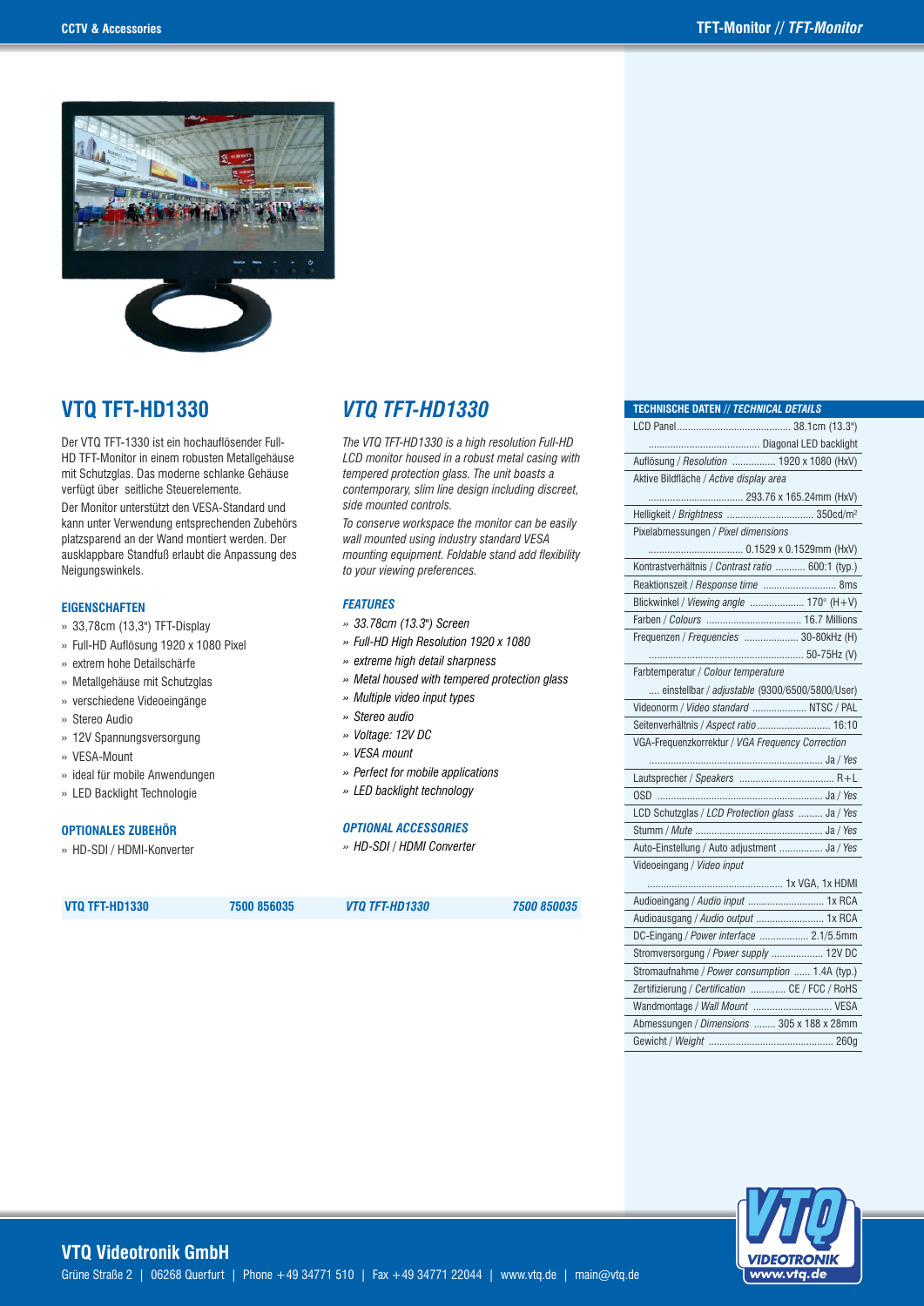## VTQ TFT-HD1330

Der VTQ TFT-1330 ist ein hochauflösender Full-HD TFT-Monitor in einem robusten Metallgehäuse mit Schutzglas. Das moderne schlanke Gehäuse verfügt über seitliche Steuerelemente.

Der Monitor unterstützt den VESA-Standard und kann unter Verwendung entsprechenden Zubehörs platzsparend an der Wand montiert werden. Der ausklappbare Standfuß erlaubt die Anpassung des Neigungswinkels.

### EIGENSCHAFTEN

- 33,78cm (13,3") TFT-Display
- Full-HD Auflösung 1920 x 1080 Pixel
- extrem hohe Detailschärfe
- Metallgehäuse mit Schutzglas
- verschiedene Videoeingänge
- Stereo Audio
- 12V Spannungsversorgung
- VESA-Mount
- ideal für mobile Anwendungen
- LED Backlight Technologie

### OPTIONALES ZUBEHÖR

- HD-SDI / HDMI-Konverter

**VTQ TFT-HD1330** **7500 856035**

## *VTQ TFT-HD1330*

*The VTQ TFT-HD1330 is a high resolution Full-HD LCD monitor housed in a robust metal casing with tempered protection glass. The unit boasts a contemporary, slim line design including discreet, side mounted controls.*

*To conserve workspace the monitor can be easily wall mounted using industry standard VESA mounting equipment. Foldable stand add flexibility to your viewing preferences.*

### *FEATURES*

- *33.78cm (13.3") Screen*
- *Full-HD High Resolution 1920 x 1080*
- *extreme high detail sharpness*
- *Metal housed with tempered protection glass*
- *Multiple video input types*
- *Stereo audio*
- *Voltage: 12V DC*
- *VESA mount*
- *Perfect for mobile applications*
- *LED backlight technology*

### *OPTIONAL ACCESSORIES*

- *HD-SDI / HDMI Converter*

***VTQ TFT-HD1330*** ***7500 850035***

### TECHNISCHE DATEN // *TECHNICAL DETAILS*

| | |
|---|---|
| LCD Panel | 38.1cm (13.3") Diagonal LED backlight |
| Auflösung / *Resolution* | 1920 x 1080 (HxV) |
| Aktive Bildfläche / *Active display area* | 293.76 x 165.24mm (HxV) |
| Helligkeit / *Brightness* | 350cd/m² |
| Pixelabmessungen / *Pixel dimensions* | 0.1529 x 0.1529mm (HxV) |
| Kontrastverhältnis / *Contrast ratio* | 600:1 (typ.) |
| Reaktionszeit / *Response time* | 8ms |
| Blickwinkel / *Viewing angle* | 170° (H+V) |
| Farben / *Colours* | 16.7 Millions |
| Frequenzen / *Frequencies* | 30-80kHz (H) 50-75Hz (V) |
| Farbtemperatur / *Colour temperature* | einstellbar / *adjustable* (9300/6500/5800/User) |
| Videonorm / *Video standard* | NTSC / PAL |
| Seitenverhältnis / *Aspect ratio* | 16:10 |
| VGA-Frequenzkorrektur / *VGA Frequency Correction* | Ja / *Yes* |
| Lautsprecher / *Speakers* | R+L |
| OSD | Ja / *Yes* |
| LCD Schutzglas / *LCD Protection glass* | Ja / *Yes* |
| Stumm / *Mute* | Ja / *Yes* |
| Auto-Einstellung / Auto adjustment | Ja / *Yes* |
| Videoeingang / *Video input* | 1x VGA, 1x HDMI |
| Audioeingang / *Audio input* | 1x RCA |
| Audioausgang / *Audio output* | 1x RCA |
| DC-Eingang / *Power interface* | 2.1/5.5mm |
| Stromversorgung / *Power supply* | 12V DC |
| Stromaufnahme / *Power consumption* | 1.4A (typ.) |
| Zertifizierung / *Certification* | CE / FCC / RoHS |
| Wandmontage / *Wall Mount* | VESA |
| Abmessungen / *Dimensions* | 305 x 188 x 28mm |
| Gewicht / *Weight* | 260g |

**VTQ Videotronik GmbH**

Grüne Straße 2 | 06268 Querfurt | Phone +49 34771 510 | Fax +49 34771 22044 | www.vtq.de | main@vtq.de